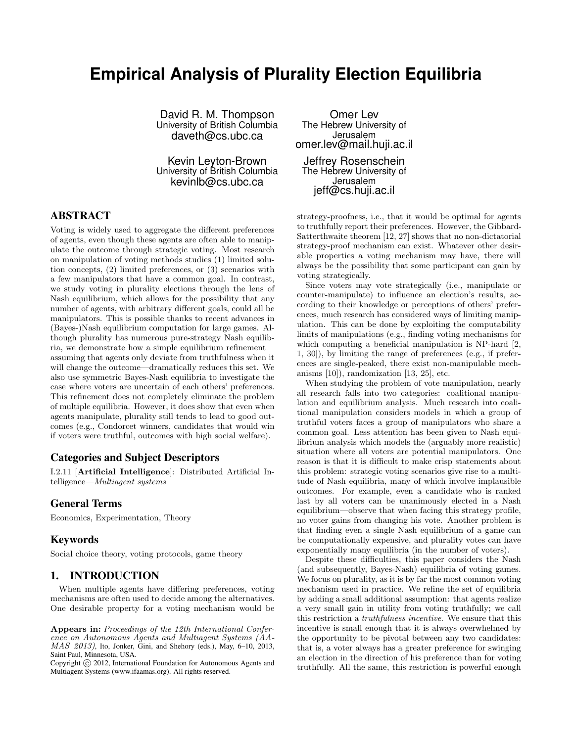# Empirical Analysis of Plurality Election Equilibria

David R. M. Thompson
University of British Columbia
daveth@cs.ubc.ca

Omer Lev
The Hebrew University of Jerusalem
omer.lev@mail.huji.ac.il

Kevin Leyton-Brown
University of British Columbia
kevinlb@cs.ubc.ca

Jeffrey Rosenschein
The Hebrew University of Jerusalem
jeff@cs.huji.ac.il

## ABSTRACT

Voting is widely used to aggregate the different preferences of agents, even though these agents are often able to manipulate the outcome through strategic voting. Most research on manipulation of voting methods studies (1) limited solution concepts, (2) limited preferences, or (3) scenarios with a few manipulators that have a common goal. In contrast, we study voting in plurality elections through the lens of Nash equilibrium, which allows for the possibility that any number of agents, with arbitrary different goals, could all be manipulators. This is possible thanks to recent advances in (Bayes-)Nash equilibrium computation for large games. Although plurality has numerous pure-strategy Nash equilibria, we demonstrate how a simple equilibrium refinement—assuming that agents only deviate from truthfulness when it will change the outcome—dramatically reduces this set. We also use symmetric Bayes-Nash equilibria to investigate the case where voters are uncertain of each others' preferences. This refinement does not completely eliminate the problem of multiple equilibria. However, it does show that even when agents manipulate, plurality still tends to lead to good outcomes (e.g., Condorcet winners, candidates that would win if voters were truthful, outcomes with high social welfare).

### Categories and Subject Descriptors

I.2.11 [**Artificial Intelligence**]: Distributed Artificial Intelligence—*Multiagent systems*

### General Terms

Economics, Experimentation, Theory

### Keywords

Social choice theory, voting protocols, game theory

## 1. INTRODUCTION

When multiple agents have differing preferences, voting mechanisms are often used to decide among the alternatives. One desirable property for a voting mechanism would be strategy-proofness, i.e., that it would be optimal for agents to truthfully report their preferences. However, the Gibbard-Satterthwaite theorem [12, 27] shows that no non-dictatorial strategy-proof mechanism can exist. Whatever other desirable properties a voting mechanism may have, there will always be the possibility that some participant can gain by voting strategically.

Since voters may vote strategically (i.e., manipulate or counter-manipulate) to influence an election's results, according to their knowledge or perceptions of others' preferences, much research has considered ways of limiting manipulation. This can be done by exploiting the computability limits of manipulations (e.g., finding voting mechanisms for which computing a beneficial manipulation is NP-hard [2, 1, 30]), by limiting the range of preferences (e.g., if preferences are single-peaked, there exist non-manipulable mechanisms [10]), randomization [13, 25], etc.

When studying the problem of vote manipulation, nearly all research falls into two categories: coalitional manipulation and equilibrium analysis. Much research into coalitional manipulation considers models in which a group of truthful voters faces a group of manipulators who share a common goal. Less attention has been given to Nash equilibrium analysis which models the (arguably more realistic) situation where all voters are potential manipulators. One reason is that it is difficult to make crisp statements about this problem: strategic voting scenarios give rise to a multitude of Nash equilibria, many of which involve implausible outcomes. For example, even a candidate who is ranked last by all voters can be unanimously elected in a Nash equilibrium—observe that when facing this strategy profile, no voter gains from changing his vote. Another problem is that finding even a single Nash equilibrium of a game can be computationally expensive, and plurality votes can have exponentially many equilibria (in the number of voters).

Despite these difficulties, this paper considers the Nash (and subsequently, Bayes-Nash) equilibria of voting games. We focus on plurality, as it is by far the most common voting mechanism used in practice. We refine the set of equilibria by adding a small additional assumption: that agents realize a very small gain in utility from voting truthfully; we call this restriction a *truthfulness incentive*. We ensure that this incentive is small enough that it is always overwhelmed by the opportunity to be pivotal between any two candidates: that is, a voter always has a greater preference for swinging an election in the direction of his preference than for voting truthfully. All the same, this restriction is powerful enough

**Appears in:** *Proceedings of the 12th International Conference on Autonomous Agents and Multiagent Systems (AAMAS 2013)*, Ito, Jonker, Gini, and Shehory (eds.), May, 6–10, 2013, Saint Paul, Minnesota, USA.
Copyright © 2012, International Foundation for Autonomous Agents and Multiagent Systems (www.ifaamas.org). All rights reserved.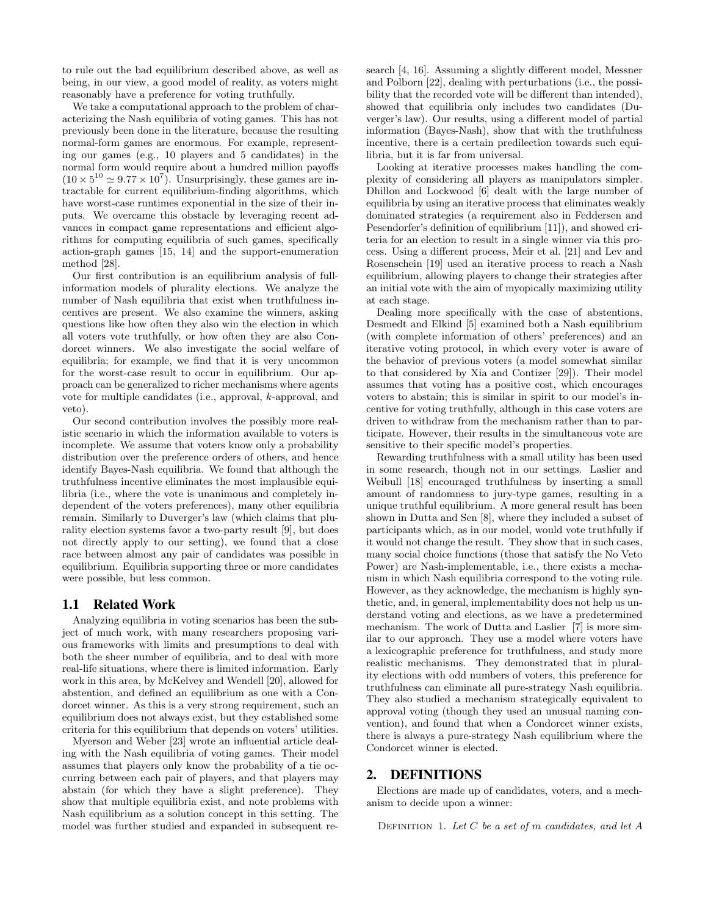to rule out the bad equilibrium described above, as well as being, in our view, a good model of reality, as voters might reasonably have a preference for voting truthfully.

We take a computational approach to the problem of characterizing the Nash equilibria of voting games. This has not previously been done in the literature, because the resulting normal-form games are enormous. For example, representing our games (e.g., 10 players and 5 candidates) in the normal form would require about a hundred million payoffs ($10 \times 5^{10} \simeq 9.77 \times 10^7$). Unsurprisingly, these games are intractable for current equilibrium-finding algorithms, which have worst-case runtimes exponential in the size of their inputs. We overcame this obstacle by leveraging recent advances in compact game representations and efficient algorithms for computing equilibria of such games, specifically action-graph games [15, 14] and the support-enumeration method [28].

Our first contribution is an equilibrium analysis of full-information models of plurality elections. We analyze the number of Nash equilibria that exist when truthfulness incentives are present. We also examine the winners, asking questions like how often they also win the election in which all voters vote truthfully, or how often they are also Condorcet winners. We also investigate the social welfare of equilibria; for example, we find that it is very uncommon for the worst-case result to occur in equilibrium. Our approach can be generalized to richer mechanisms where agents vote for multiple candidates (i.e., approval, $k$-approval, and veto).

Our second contribution involves the possibly more realistic scenario in which the information available to voters is incomplete. We assume that voters know only a probability distribution over the preference orders of others, and hence identify Bayes-Nash equilibria. We found that although the truthfulness incentive eliminates the most implausible equilibria (i.e., where the vote is unanimous and completely independent of the voters preferences), many other equilibria remain. Similarly to Duverger's law (which claims that plurality election systems favor a two-party result [9], but does not directly apply to our setting), we found that a close race between almost any pair of candidates was possible in equilibrium. Equilibria supporting three or more candidates were possible, but less common.

### 1.1 Related Work

Analyzing equilibria in voting scenarios has been the subject of much work, with many researchers proposing various frameworks with limits and presumptions to deal with both the sheer number of equilibria, and to deal with more real-life situations, where there is limited information. Early work in this area, by McKelvey and Wendell [20], allowed for abstention, and defined an equilibrium as one with a Condorcet winner. As this is a very strong requirement, such an equilibrium does not always exist, but they established some criteria for this equilibrium that depends on voters' utilities.

Myerson and Weber [23] wrote an influential article dealing with the Nash equilibria of voting games. Their model assumes that players only know the probability of a tie occurring between each pair of players, and that players may abstain (for which they have a slight preference). They show that multiple equilibria exist, and note problems with Nash equilibrium as a solution concept in this setting. The model was further studied and expanded in subsequent research [4, 16]. Assuming a slightly different model, Messner and Polborn [22], dealing with perturbations (i.e., the possibility that the recorded vote will be different than intended), showed that equilibria only includes two candidates (Duverger's law). Our results, using a different model of partial information (Bayes-Nash), show that with the truthfulness incentive, there is a certain predilection towards such equilibria, but it is far from universal.

Looking at iterative processes makes handling the complexity of considering all players as manipulators simpler. Dhillon and Lockwood [6] dealt with the large number of equilibria by using an iterative process that eliminates weakly dominated strategies (a requirement also in Feddersen and Pesendorfer's definition of equilibrium [11]), and showed criteria for an election to result in a single winner via this process. Using a different process, Meir et al. [21] and Lev and Rosenschein [19] used an iterative process to reach a Nash equilibrium, allowing players to change their strategies after an initial vote with the aim of myopically maximizing utility at each stage.

Dealing more specifically with the case of abstentions, Desmedt and Elkind [5] examined both a Nash equilibrium (with complete information of others' preferences) and an iterative voting protocol, in which every voter is aware of the behavior of previous voters (a model somewhat similar to that considered by Xia and Contizer [29]). Their model assumes that voting has a positive cost, which encourages voters to abstain; this is similar in spirit to our model's incentive for voting truthfully, although in this case voters are driven to withdraw from the mechanism rather than to participate. However, their results in the simultaneous vote are sensitive to their specific model's properties.

Rewarding truthfulness with a small utility has been used in some research, though not in our settings. Laslier and Weibull [18] encouraged truthfulness by inserting a small amount of randomness to jury-type games, resulting in a unique truthful equilibrium. A more general result has been shown in Dutta and Sen [8], where they included a subset of participants which, as in our model, would vote truthfully if it would not change the result. They show that in such cases, many social choice functions (those that satisfy the No Veto Power) are Nash-implementable, i.e., there exists a mechanism in which Nash equilibria correspond to the voting rule. However, as they acknowledge, the mechanism is highly synthetic, and, in general, implementability does not help us understand voting and elections, as we have a predetermined mechanism. The work of Dutta and Laslier [7] is more similar to our approach. They use a model where voters have a lexicographic preference for truthfulness, and study more realistic mechanisms. They demonstrated that in plurality elections with odd numbers of voters, this preference for truthfulness can eliminate all pure-strategy Nash equilibria. They also studied a mechanism strategically equivalent to approval voting (though they used an unusual naming convention), and found that when a Condorcet winner exists, there is always a pure-strategy Nash equilibrium where the Condorcet winner is elected.

## 2. DEFINITIONS

Elections are made up of candidates, voters, and a mechanism to decide upon a winner:

Definition 1. *Let $C$ be a set of $m$ candidates, and let $A$*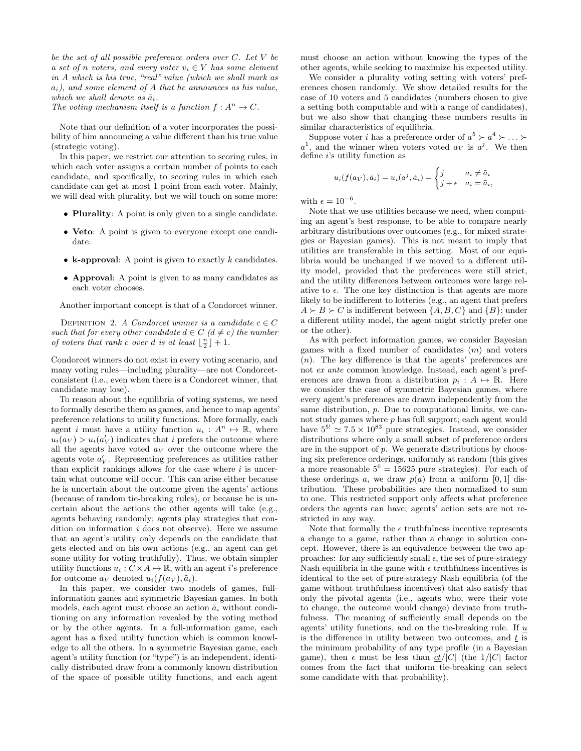*be the set of all possible preference orders over $C$. Let $V$ be a set of $n$ voters, and every voter $v_i \in V$ has some element in $A$ which is his true, "real" value (which we shall mark as $a_i$), and some element of $A$ that he announces as his value, which we shall denote as $\tilde{a}_i$.*
*The voting mechanism itself is a function $f : A^n \to C$.*

Note that our definition of a voter incorporates the possibility of him announcing a value different than his true value (strategic voting).

In this paper, we restrict our attention to scoring rules, in which each voter assigns a certain number of points to each candidate, and specifically, to scoring rules in which each candidate can get at most 1 point from each voter. Mainly, we will deal with plurality, but we will touch on some more:

- **Plurality**: A point is only given to a single candidate.
- **Veto**: A point is given to everyone except one candidate.
- **k-approval**: A point is given to exactly $k$ candidates.
- **Approval**: A point is given to as many candidates as each voter chooses.

Another important concept is that of a Condorcet winner.

Definition 2. *A Condorcet winner is a candidate $c \in C$ such that for every other candidate $d \in C$ ($d \neq c$) the number of voters that rank $c$ over $d$ is at least $\lfloor \frac{n}{2} \rfloor + 1$.*

Condorcet winners do not exist in every voting scenario, and many voting rules—including plurality—are not Condorcet-consistent (i.e., even when there is a Condorcet winner, that candidate may lose).

To reason about the equilibria of voting systems, we need to formally describe them as games, and hence to map agents' preference relations to utility functions. More formally, each agent $i$ must have a utility function $u_i : A^n \mapsto \mathbb{R}$, where $u_i(a_V) > u_i(a'_V)$ indicates that $i$ prefers the outcome where all the agents have voted $a_V$ over the outcome where the agents vote $a'_V$. Representing preferences as utilities rather than explicit rankings allows for the case where $i$ is uncertain what outcome will occur. This can arise either because he is uncertain about the outcome given the agents' actions (because of random tie-breaking rules), or because he is uncertain about the actions the other agents will take (e.g., agents behaving randomly; agents play strategies that condition on information $i$ does not observe). Here we assume that an agent's utility only depends on the candidate that gets elected and on his own actions (e.g., an agent can get some utility for voting truthfully). Thus, we obtain simpler utility functions $u_i : C \times A \mapsto \mathbb{R}$, with an agent $i$'s preference for outcome $a_V$ denoted $u_i(f(a_V), \tilde{a}_i)$.

In this paper, we consider two models of games, full-information games and symmetric Bayesian games. In both models, each agent must choose an action $\tilde{a}_i$ without conditioning on any information revealed by the voting method or by the other agents. In a full-information game, each agent has a fixed utility function which is common knowledge to all the others. In a symmetric Bayesian game, each agent's utility function (or "type") is an independent, identically distributed draw from a commonly known distribution of the space of possible utility functions, and each agent must choose an action without knowing the types of the other agents, while seeking to maximize his expected utility.

We consider a plurality voting setting with voters' preferences chosen randomly. We show detailed results for the case of 10 voters and 5 candidates (numbers chosen to give a setting both computable and with a range of candidates), but we also show that changing these numbers results in similar characteristics of equilibria.

Suppose voter $i$ has a preference order of $a^5 \succ a^4 \succ \ldots \succ a^1$, and the winner when voters voted $a_V$ is $a^j$. We then define $i$'s utility function as

$$u_i(f(a_V), \tilde{a}_i) = u_i(a^j, \tilde{a}_i) = \begin{cases} j & a_i \neq \tilde{a}_i \\ j + \epsilon & a_i = \tilde{a}_i, \end{cases}$$

with $\epsilon = 10^{-6}$.

Note that we use utilities because we need, when computing an agent's best response, to be able to compare nearly arbitrary distributions over outcomes (e.g., for mixed strategies or Bayesian games). This is not meant to imply that utilities are transferable in this setting. Most of our equilibria would be unchanged if we moved to a different utility model, provided that the preferences were still strict, and the utility differences between outcomes were large relative to $\epsilon$. The one key distinction is that agents are more likely to be indifferent to lotteries (e.g., an agent that prefers $A \succ B \succ C$ is indifferent between $\{A, B, C\}$ and $\{B\}$; under a different utility model, the agent might strictly prefer one or the other).

As with perfect information games, we consider Bayesian games with a fixed number of candidates ($m$) and voters ($n$). The key difference is that the agents' preferences are not *ex ante* common knowledge. Instead, each agent's preferences are drawn from a distribution $p_i : A \mapsto \mathbb{R}$. Here we consider the case of symmetric Bayesian games, where every agent's preferences are drawn independently from the same distribution, $p$. Due to computational limits, we cannot study games where $p$ has full support; each agent would have $5^{5!} \simeq 7.5 \times 10^{83}$ pure strategies. Instead, we consider distributions where only a small subset of preference orders are in the support of $p$. We generate distributions by choosing six preference orderings, uniformly at random (this gives a more reasonable $5^6 = 15625$ pure strategies). For each of these orderings $a$, we draw $p(a)$ from a uniform $[0, 1]$ distribution. These probabilities are then normalized to sum to one. This restricted support only affects what preference orders the agents can have; agents' action sets are not restricted in any way.

Note that formally the $\epsilon$ truthfulness incentive represents a change to a game, rather than a change in solution concept. However, there is an equivalence between the two approaches: for any sufficiently small $\epsilon$, the set of pure-strategy Nash equilibria in the game with $\epsilon$ truthfulness incentives is identical to the set of pure-strategy Nash equilibria (of the game without truthfulness incentives) that also satisfy that only the pivotal agents (i.e., agents who, were their vote to change, the outcome would change) deviate from truthfulness. The meaning of sufficiently small depends on the agents' utility functions, and on the tie-breaking rule. If $\underline{u}$ is the difference in utility between two outcomes, and $\underline{t}$ is the minimum probability of any type profile (in a Bayesian game), then $\epsilon$ must be less than $\underline{ct}/|C|$ (the $1/|C|$ factor comes from the fact that uniform tie-breaking can select some candidate with that probability).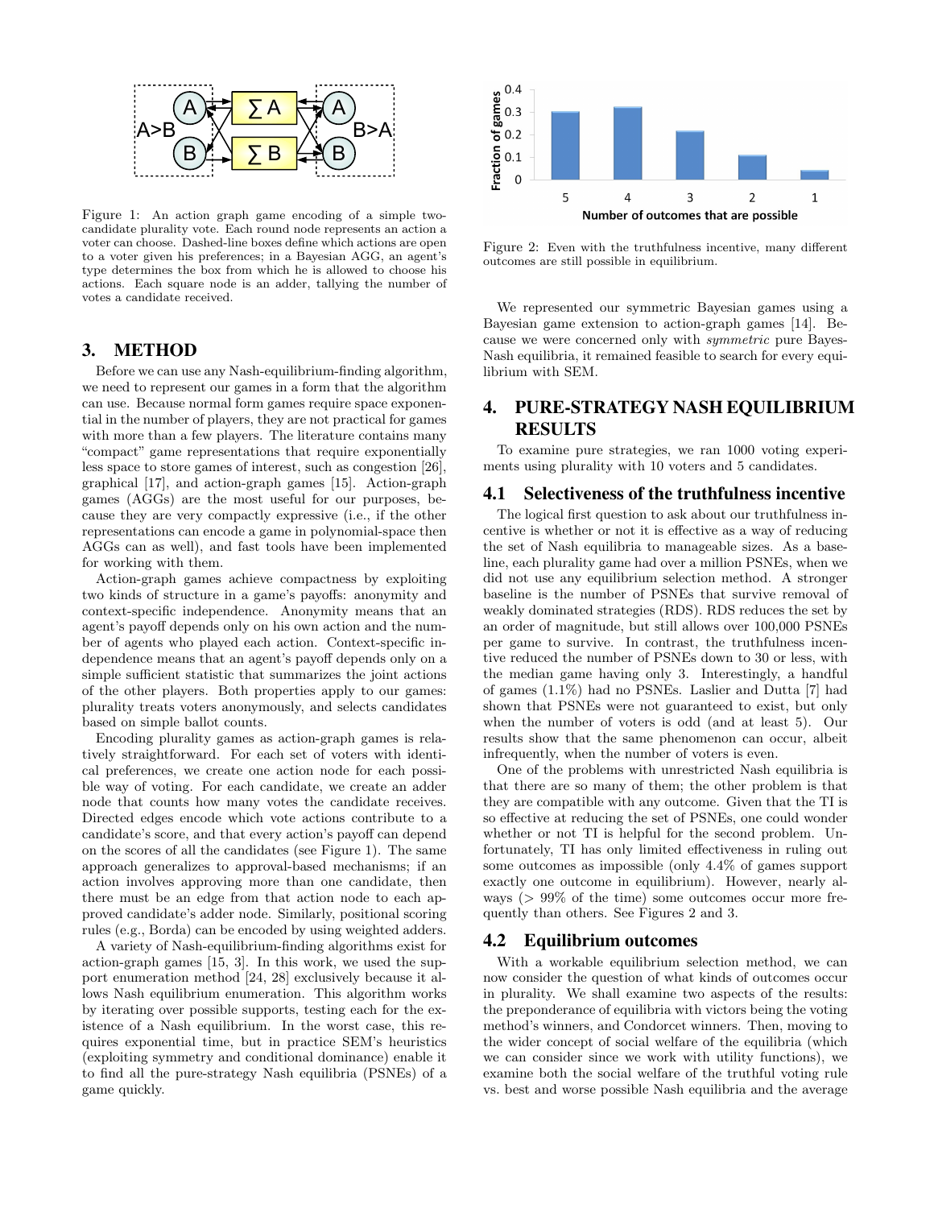Figure 1: An action graph game encoding of a simple two-candidate plurality vote. Each round node represents an action a voter can choose. Dashed-line boxes define which actions are open to a voter given his preferences; in a Bayesian AGG, an agent's type determines the box from which he is allowed to choose his actions. Each square node is an adder, tallying the number of votes a candidate received.

Figure 2: Even with the truthfulness incentive, many different outcomes are still possible in equilibrium.

## 3. METHOD

Before we can use any Nash-equilibrium-finding algorithm, we need to represent our games in a form that the algorithm can use. Because normal form games require space exponential in the number of players, they are not practical for games with more than a few players. The literature contains many "compact" game representations that require exponentially less space to store games of interest, such as congestion [26], graphical [17], and action-graph games [15]. Action-graph games (AGGs) are the most useful for our purposes, because they are very compactly expressive (i.e., if the other representations can encode a game in polynomial-space then AGGs can as well), and fast tools have been implemented for working with them.

Action-graph games achieve compactness by exploiting two kinds of structure in a game's payoffs: anonymity and context-specific independence. Anonymity means that an agent's payoff depends only on his own action and the number of agents who played each action. Context-specific independence means that an agent's payoff depends only on a simple sufficient statistic that summarizes the joint actions of the other players. Both properties apply to our games: plurality treats voters anonymously, and selects candidates based on simple ballot counts.

Encoding plurality games as action-graph games is relatively straightforward. For each set of voters with identical preferences, we create one action node for each possible way of voting. For each candidate, we create an adder node that counts how many votes the candidate receives. Directed edges encode which vote actions contribute to a candidate's score, and that every action's payoff can depend on the scores of all the candidates (see Figure 1). The same approach generalizes to approval-based mechanisms; if an action involves approving more than one candidate, then there must be an edge from that action node to each approved candidate's adder node. Similarly, positional scoring rules (e.g., Borda) can be encoded by using weighted adders.

A variety of Nash-equilibrium-finding algorithms exist for action-graph games [15, 3]. In this work, we used the support enumeration method [24, 28] exclusively because it allows Nash equilibrium enumeration. This algorithm works by iterating over possible supports, testing each for the existence of a Nash equilibrium. In the worst case, this requires exponential time, but in practice SEM's heuristics (exploiting symmetry and conditional dominance) enable it to find all the pure-strategy Nash equilibria (PSNEs) of a game quickly.

We represented our symmetric Bayesian games using a Bayesian game extension to action-graph games [14]. Because we were concerned only with *symmetric* pure Bayes-Nash equilibria, it remained feasible to search for every equilibrium with SEM.

## 4. PURE-STRATEGY NASH EQUILIBRIUM RESULTS

To examine pure strategies, we ran 1000 voting experiments using plurality with 10 voters and 5 candidates.

### 4.1 Selectiveness of the truthfulness incentive

The logical first question to ask about our truthfulness incentive is whether or not it is effective as a way of reducing the set of Nash equilibria to manageable sizes. As a baseline, each plurality game had over a million PSNEs, when we did not use any equilibrium selection method. A stronger baseline is the number of PSNEs that survive removal of weakly dominated strategies (RDS). RDS reduces the set by an order of magnitude, but still allows over 100,000 PSNEs per game to survive. In contrast, the truthfulness incentive reduced the number of PSNEs down to 30 or less, with the median game having only 3. Interestingly, a handful of games (1.1%) had no PSNEs. Laslier and Dutta [7] had shown that PSNEs were not guaranteed to exist, but only when the number of voters is odd (and at least 5). Our results show that the same phenomenon can occur, albeit infrequently, when the number of voters is even.

One of the problems with unrestricted Nash equilibria is that there are so many of them; the other problem is that they are compatible with any outcome. Given that the TI is so effective at reducing the set of PSNEs, one could wonder whether or not TI is helpful for the second problem. Unfortunately, TI has only limited effectiveness in ruling out some outcomes as impossible (only 4.4% of games support exactly one outcome in equilibrium). However, nearly always (> 99% of the time) some outcomes occur more frequently than others. See Figures 2 and 3.

### 4.2 Equilibrium outcomes

With a workable equilibrium selection method, we can now consider the question of what kinds of outcomes occur in plurality. We shall examine two aspects of the results: the preponderance of equilibria with victors being the voting method's winners, and Condorcet winners. Then, moving to the wider concept of social welfare of the equilibria (which we can consider since we work with utility functions), we examine both the social welfare of the truthful voting rule vs. best and worse possible Nash equilibria and the average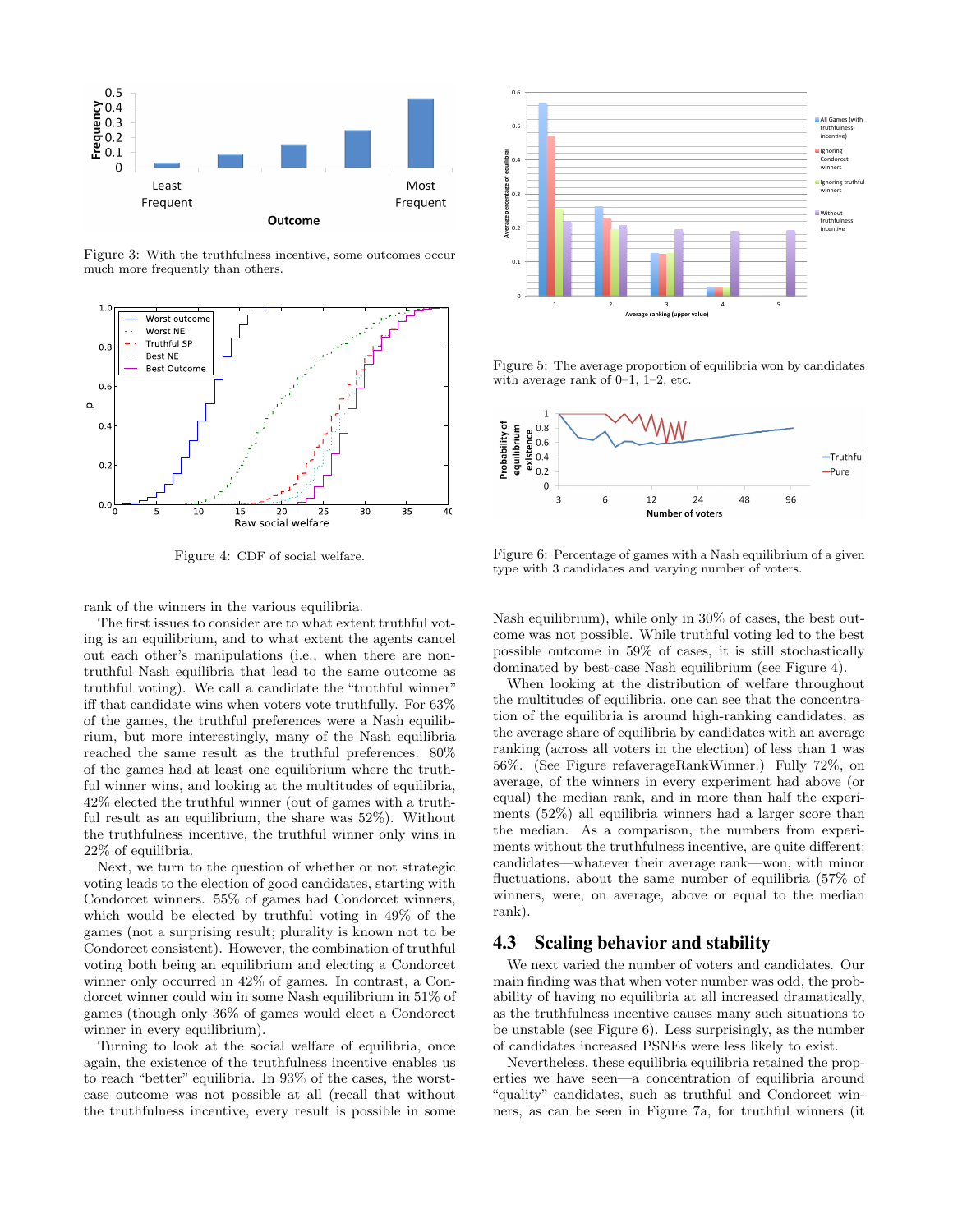Figure 3: With the truthfulness incentive, some outcomes occur much more frequently than others.

Figure 4: CDF of social welfare.

rank of the winners in the various equilibria.

The first issues to consider are to what extent truthful voting is an equilibrium, and to what extent the agents cancel out each other's manipulations (i.e., when there are non-truthful Nash equilibria that lead to the same outcome as truthful voting). We call a candidate the "truthful winner" iff that candidate wins when voters vote truthfully. For 63% of the games, the truthful preferences were a Nash equilibrium, but more interestingly, many of the Nash equilibria reached the same result as the truthful preferences: 80% of the games had at least one equilibrium where the truthful winner wins, and looking at the multitudes of equilibria, 42% elected the truthful winner (out of games with a truthful result as an equilibrium, the share was 52%). Without the truthfulness incentive, the truthful winner only wins in 22% of equilibria.

Next, we turn to the question of whether or not strategic voting leads to the election of good candidates, starting with Condorcet winners. 55% of games had Condorcet winners, which would be elected by truthful voting in 49% of the games (not a surprising result; plurality is known not to be Condorcet consistent). However, the combination of truthful voting both being an equilibrium and electing a Condorcet winner only occurred in 42% of games. In contrast, a Condorcet winner could win in some Nash equilibrium in 51% of games (though only 36% of games would elect a Condorcet winner in every equilibrium).

Turning to look at the social welfare of equilibria, once again, the existence of the truthfulness incentive enables us to reach "better" equilibria. In 93% of the cases, the worst-case outcome was not possible at all (recall that without the truthfulness incentive, every result is possible in some Nash equilibrium), while only in 30% of cases, the best outcome was not possible. While truthful voting led to the best possible outcome in 59% of cases, it is still stochastically dominated by best-case Nash equilibrium (see Figure 4).

Figure 5: The average proportion of equilibria won by candidates with average rank of 0–1, 1–2, etc.

Figure 6: Percentage of games with a Nash equilibrium of a given type with 3 candidates and varying number of voters.

When looking at the distribution of welfare throughout the multitudes of equilibria, one can see that the concentration of the equilibria is around high-ranking candidates, as the average share of equilibria by candidates with an average ranking (across all voters in the election) of less than 1 was 56%. (See Figure refaverageRankWinner.) Fully 72%, on average, of the winners in every experiment had above (or equal) the median rank, and in more than half the experiments (52%) all equilibria winners had a larger score than the median. As a comparison, the numbers from experiments without the truthfulness incentive, are quite different: candidates—whatever their average rank—won, with minor fluctuations, about the same number of equilibria (57% of winners, were, on average, above or equal to the median rank).

## 4.3 Scaling behavior and stability

We next varied the number of voters and candidates. Our main finding was that when voter number was odd, the probability of having no equilibria at all increased dramatically, as the truthfulness incentive causes many such situations to be unstable (see Figure 6). Less surprisingly, as the number of candidates increased PSNEs were less likely to exist.

Nevertheless, these equilibria equilibria retained the properties we have seen—a concentration of equilibria around "quality" candidates, such as truthful and Condorcet winners, as can be seen in Figure 7a, for truthful winners (it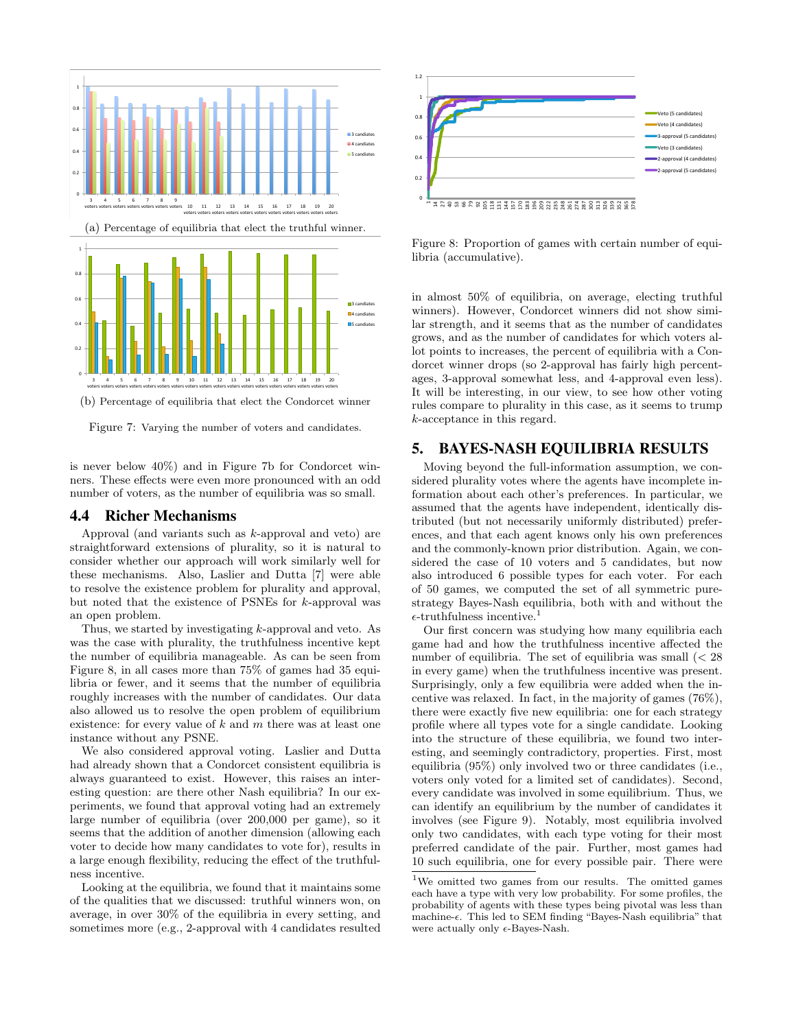(a) Percentage of equilibria that elect the truthful winner.

(b) Percentage of equilibria that elect the Condorcet winner

Figure 7: Varying the number of voters and candidates.

is never below 40%) and in Figure 7b for Condorcet winners. These effects were even more pronounced with an odd number of voters, as the number of equilibria was so small.

### 4.4 Richer Mechanisms

Approval (and variants such as $k$-approval and veto) are straightforward extensions of plurality, so it is natural to consider whether our approach will work similarly well for these mechanisms. Also, Laslier and Dutta [7] were able to resolve the existence problem for plurality and approval, but noted that the existence of PSNEs for $k$-approval was an open problem.

Thus, we started by investigating $k$-approval and veto. As was the case with plurality, the truthfulness incentive kept the number of equilibria manageable. As can be seen from Figure 8, in all cases more than 75% of games had 35 equilibria or fewer, and it seems that the number of equilibria roughly increases with the number of candidates. Our data also allowed us to resolve the open problem of equilibrium existence: for every value of $k$ and $m$ there was at least one instance without any PSNE.

We also considered approval voting. Laslier and Dutta had already shown that a Condorcet consistent equilibria is always guaranteed to exist. However, this raises an interesting question: are there other Nash equilibria? In our experiments, we found that approval voting had an extremely large number of equilibria (over 200,000 per game), so it seems that the addition of another dimension (allowing each voter to decide how many candidates to vote for), results in a large enough flexibility, reducing the effect of the truthfulness incentive.

Looking at the equilibria, we found that it maintains some of the qualities that we discussed: truthful winners won, on average, in over 30% of the equilibria in every setting, and sometimes more (e.g., 2-approval with 4 candidates resulted in almost 50% of equilibria, on average, electing truthful winners). However, Condorcet winners did not show similar strength, and it seems that as the number of candidates grows, and as the number of candidates for which voters allot points to increases, the percent of equilibria with a Condorcet winner drops (so 2-approval has fairly high percentages, 3-approval somewhat less, and 4-approval even less). It will be interesting, in our view, to see how other voting rules compare to plurality in this case, as it seems to trump $k$-acceptance in this regard.

Figure 8: Proportion of games with certain number of equilibria (accumulative).

## 5. BAYES-NASH EQUILIBRIA RESULTS

Moving beyond the full-information assumption, we considered plurality votes where the agents have incomplete information about each other's preferences. In particular, we assumed that the agents have independent, identically distributed (but not necessarily uniformly distributed) preferences, and that each agent knows only his own preferences and the commonly-known prior distribution. Again, we considered the case of 10 voters and 5 candidates, but now also introduced 6 possible types for each voter. For each of 50 games, we computed the set of all symmetric pure-strategy Bayes-Nash equilibria, both with and without the $\epsilon$-truthfulness incentive.[1]

Our first concern was studying how many equilibria each game had and how the truthfulness incentive affected the number of equilibria. The set of equilibria was small (< 28 in every game) when the truthfulness incentive was present. Surprisingly, only a few equilibria were added when the incentive was relaxed. In fact, in the majority of games (76%), there were exactly five new equilibria: one for each strategy profile where all types vote for a single candidate. Looking into the structure of these equilibria, we found two interesting, and seemingly contradictory, properties. First, most equilibria (95%) only involved two or three candidates (i.e., voters only voted for a limited set of candidates). Second, every candidate was involved in some equilibrium. Thus, we can identify an equilibrium by the number of candidates it involves (see Figure 9). Notably, most equilibria involved only two candidates, with each type voting for their most preferred candidate of the pair. Further, most games had 10 such equilibria, one for every possible pair. There were

[1] We omitted two games from our results. The omitted games each have a type with very low probability. For some profiles, the probability of agents with these types being pivotal was less than machine-$\epsilon$. This led to SEM finding "Bayes-Nash equilibria" that were actually only $\epsilon$-Bayes-Nash.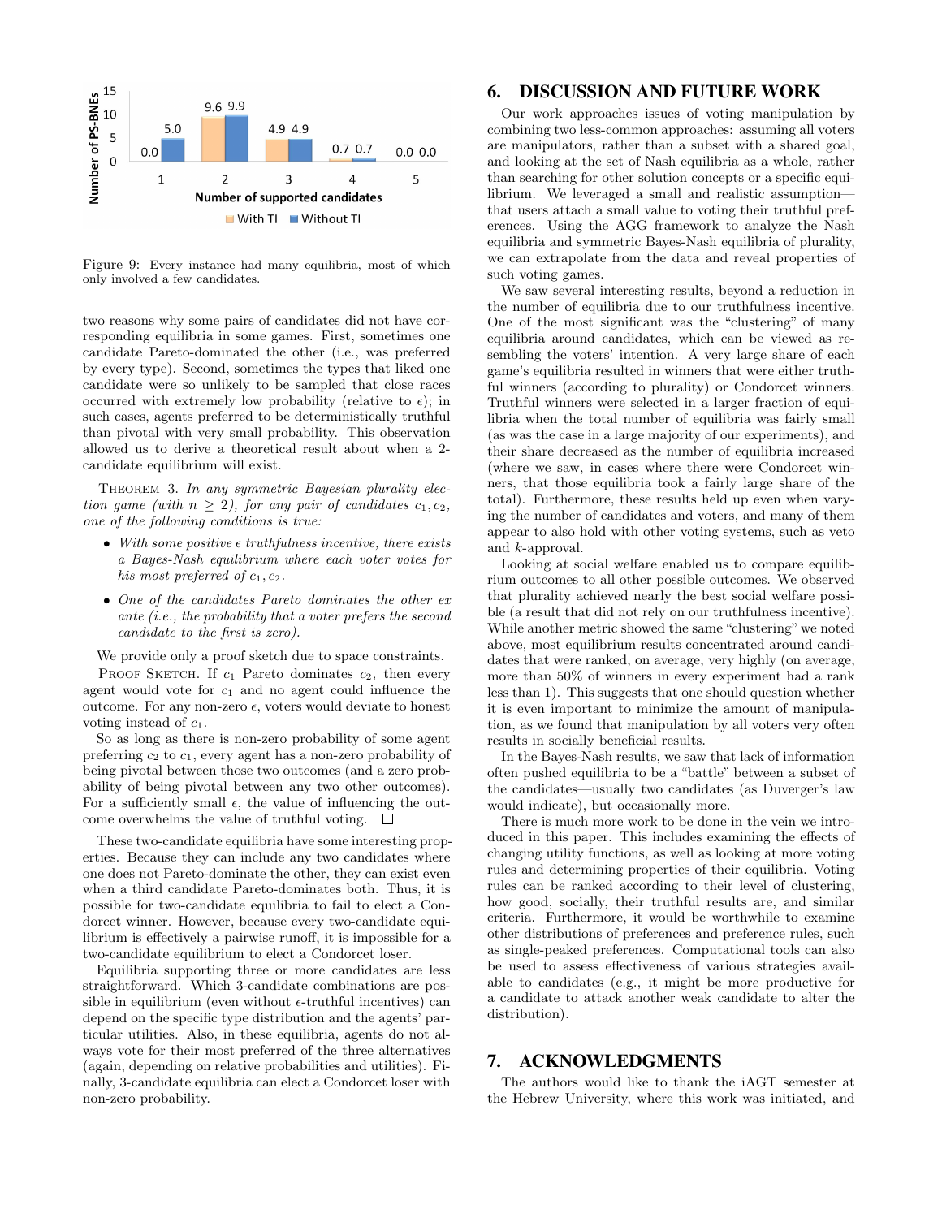Figure 9: Every instance had many equilibria, most of which only involved a few candidates.

two reasons why some pairs of candidates did not have corresponding equilibria in some games. First, sometimes one candidate Pareto-dominated the other (i.e., was preferred by every type). Second, sometimes the types that liked one candidate were so unlikely to be sampled that close races occurred with extremely low probability (relative to $\epsilon$); in such cases, agents preferred to be deterministically truthful than pivotal with very small probability. This observation allowed us to derive a theoretical result about when a 2-candidate equilibrium will exist.

THEOREM 3. *In any symmetric Bayesian plurality election game (with $n \geq 2$), for any pair of candidates $c_1, c_2$, one of the following conditions is true:*

- *With some positive $\epsilon$ truthfulness incentive, there exists a Bayes-Nash equilibrium where each voter votes for his most preferred of $c_1, c_2$.*
- *One of the candidates Pareto dominates the other ex ante (i.e., the probability that a voter prefers the second candidate to the first is zero).*

We provide only a proof sketch due to space constraints.

PROOF SKETCH. If $c_1$ Pareto dominates $c_2$, then every agent would vote for $c_1$ and no agent could influence the outcome. For any non-zero $\epsilon$, voters would deviate to honest voting instead of $c_1$.

So as long as there is non-zero probability of some agent preferring $c_2$ to $c_1$, every agent has a non-zero probability of being pivotal between those two outcomes (and a zero probability of being pivotal between any two other outcomes). For a sufficiently small $\epsilon$, the value of influencing the outcome overwhelms the value of truthful voting. □

These two-candidate equilibria have some interesting properties. Because they can include any two candidates where one does not Pareto-dominate the other, they can exist even when a third candidate Pareto-dominates both. Thus, it is possible for two-candidate equilibria to fail to elect a Condorcet winner. However, because every two-candidate equilibrium is effectively a pairwise runoff, it is impossible for a two-candidate equilibrium to elect a Condorcet loser.

Equilibria supporting three or more candidates are less straightforward. Which 3-candidate combinations are possible in equilibrium (even without $\epsilon$-truthful incentives) can depend on the specific type distribution and the agents' particular utilities. Also, in these equilibria, agents do not always vote for their most preferred of the three alternatives (again, depending on relative probabilities and utilities). Finally, 3-candidate equilibria can elect a Condorcet loser with non-zero probability.

## 6. DISCUSSION AND FUTURE WORK

Our work approaches issues of voting manipulation by combining two less-common approaches: assuming all voters are manipulators, rather than a subset with a shared goal, and looking at the set of Nash equilibria as a whole, rather than searching for other solution concepts or a specific equilibrium. We leveraged a small and realistic assumption—that users attach a small value to voting their truthful preferences. Using the AGG framework to analyze the Nash equilibria and symmetric Bayes-Nash equilibria of plurality, we can extrapolate from the data and reveal properties of such voting games.

We saw several interesting results, beyond a reduction in the number of equilibria due to our truthfulness incentive. One of the most significant was the "clustering" of many equilibria around candidates, which can be viewed as resembling the voters' intention. A very large share of each game's equilibria resulted in winners that were either truthful winners (according to plurality) or Condorcet winners. Truthful winners were selected in a larger fraction of equilibria when the total number of equilibria was fairly small (as was the case in a large majority of our experiments), and their share decreased as the number of equilibria increased (where we saw, in cases where there were Condorcet winners, that those equilibria took a fairly large share of the total). Furthermore, these results held up even when varying the number of candidates and voters, and many of them appear to also hold with other voting systems, such as veto and $k$-approval.

Looking at social welfare enabled us to compare equilibrium outcomes to all other possible outcomes. We observed that plurality achieved nearly the best social welfare possible (a result that did not rely on our truthfulness incentive). While another metric showed the same "clustering" we noted above, most equilibrium results concentrated around candidates that were ranked, on average, very highly (on average, more than 50% of winners in every experiment had a rank less than 1). This suggests that one should question whether it is even important to minimize the amount of manipulation, as we found that manipulation by all voters very often results in socially beneficial results.

In the Bayes-Nash results, we saw that lack of information often pushed equilibria to be a "battle" between a subset of the candidates—usually two candidates (as Duverger's law would indicate), but occasionally more.

There is much more work to be done in the vein we introduced in this paper. This includes examining the effects of changing utility functions, as well as looking at more voting rules and determining properties of their equilibria. Voting rules can be ranked according to their level of clustering, how good, socially, their truthful results are, and similar criteria. Furthermore, it would be worthwhile to examine other distributions of preferences and preference rules, such as single-peaked preferences. Computational tools can also be used to assess effectiveness of various strategies available to candidates (e.g., it might be more productive for a candidate to attack another weak candidate to alter the distribution).

## 7. ACKNOWLEDGMENTS

The authors would like to thank the iAGT semester at the Hebrew University, where this work was initiated, and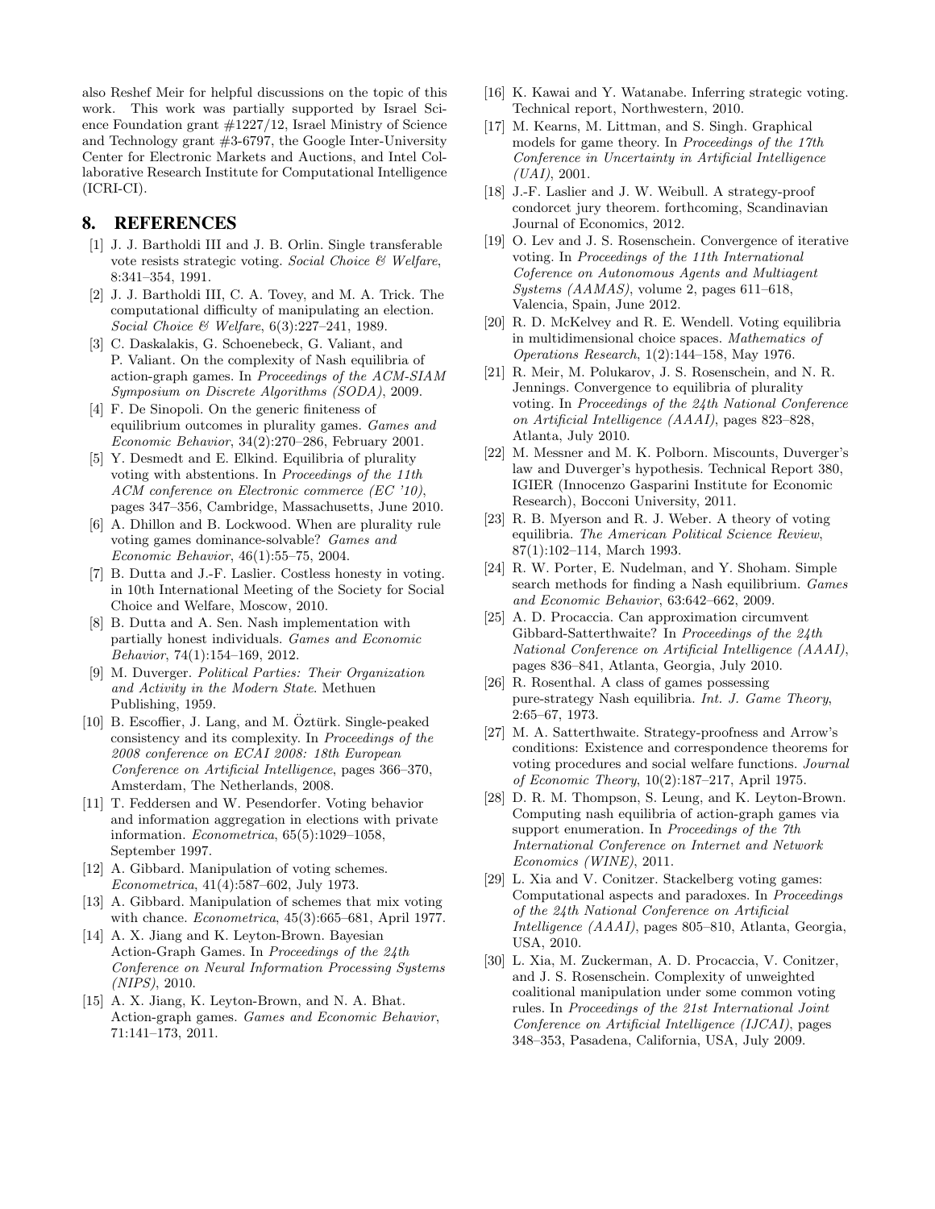also Reshef Meir for helpful discussions on the topic of this work. This work was partially supported by Israel Science Foundation grant #1227/12, Israel Ministry of Science and Technology grant #3-6797, the Google Inter-University Center for Electronic Markets and Auctions, and Intel Collaborative Research Institute for Computational Intelligence (ICRI-CI).

## 8. REFERENCES

[1] J. J. Bartholdi III and J. B. Orlin. Single transferable vote resists strategic voting. *Social Choice & Welfare*, 8:341–354, 1991.

[2] J. J. Bartholdi III, C. A. Tovey, and M. A. Trick. The computational difficulty of manipulating an election. *Social Choice & Welfare*, 6(3):227–241, 1989.

[3] C. Daskalakis, G. Schoenebeck, G. Valiant, and P. Valiant. On the complexity of Nash equilibria of action-graph games. In *Proceedings of the ACM-SIAM Symposium on Discrete Algorithms (SODA)*, 2009.

[4] F. De Sinopoli. On the generic finiteness of equilibrium outcomes in plurality games. *Games and Economic Behavior*, 34(2):270–286, February 2001.

[5] Y. Desmedt and E. Elkind. Equilibria of plurality voting with abstentions. In *Proceedings of the 11th ACM conference on Electronic commerce (EC '10)*, pages 347–356, Cambridge, Massachusetts, June 2010.

[6] A. Dhillon and B. Lockwood. When are plurality rule voting games dominance-solvable? *Games and Economic Behavior*, 46(1):55–75, 2004.

[7] B. Dutta and J.-F. Laslier. Costless honesty in voting. in 10th International Meeting of the Society for Social Choice and Welfare, Moscow, 2010.

[8] B. Dutta and A. Sen. Nash implementation with partially honest individuals. *Games and Economic Behavior*, 74(1):154–169, 2012.

[9] M. Duverger. *Political Parties: Their Organization and Activity in the Modern State*. Methuen Publishing, 1959.

[10] B. Escoffier, J. Lang, and M. Öztürk. Single-peaked consistency and its complexity. In *Proceedings of the 2008 conference on ECAI 2008: 18th European Conference on Artificial Intelligence*, pages 366–370, Amsterdam, The Netherlands, 2008.

[11] T. Feddersen and W. Pesendorfer. Voting behavior and information aggregation in elections with private information. *Econometrica*, 65(5):1029–1058, September 1997.

[12] A. Gibbard. Manipulation of voting schemes. *Econometrica*, 41(4):587–602, July 1973.

[13] A. Gibbard. Manipulation of schemes that mix voting with chance. *Econometrica*, 45(3):665–681, April 1977.

[14] A. X. Jiang and K. Leyton-Brown. Bayesian Action-Graph Games. In *Proceedings of the 24th Conference on Neural Information Processing Systems (NIPS)*, 2010.

[15] A. X. Jiang, K. Leyton-Brown, and N. A. Bhat. Action-graph games. *Games and Economic Behavior*, 71:141–173, 2011.

[16] K. Kawai and Y. Watanabe. Inferring strategic voting. Technical report, Northwestern, 2010.

[17] M. Kearns, M. Littman, and S. Singh. Graphical models for game theory. In *Proceedings of the 17th Conference in Uncertainty in Artificial Intelligence (UAI)*, 2001.

[18] J.-F. Laslier and J. W. Weibull. A strategy-proof condorcet jury theorem. forthcoming, Scandinavian Journal of Economics, 2012.

[19] O. Lev and J. S. Rosenschein. Convergence of iterative voting. In *Proceedings of the 11th International Coference on Autonomous Agents and Multiagent Systems (AAMAS)*, volume 2, pages 611–618, Valencia, Spain, June 2012.

[20] R. D. McKelvey and R. E. Wendell. Voting equilibria in multidimensional choice spaces. *Mathematics of Operations Research*, 1(2):144–158, May 1976.

[21] R. Meir, M. Polukarov, J. S. Rosenschein, and N. R. Jennings. Convergence to equilibria of plurality voting. In *Proceedings of the 24th National Conference on Artificial Intelligence (AAAI)*, pages 823–828, Atlanta, July 2010.

[22] M. Messner and M. K. Polborn. Miscounts, Duverger's law and Duverger's hypothesis. Technical Report 380, IGIER (Innocenzo Gasparini Institute for Economic Research), Bocconi University, 2011.

[23] R. B. Myerson and R. J. Weber. A theory of voting equilibria. *The American Political Science Review*, 87(1):102–114, March 1993.

[24] R. W. Porter, E. Nudelman, and Y. Shoham. Simple search methods for finding a Nash equilibrium. *Games and Economic Behavior*, 63:642–662, 2009.

[25] A. D. Procaccia. Can approximation circumvent Gibbard-Satterthwaite? In *Proceedings of the 24th National Conference on Artificial Intelligence (AAAI)*, pages 836–841, Atlanta, Georgia, July 2010.

[26] R. Rosenthal. A class of games possessing pure-strategy Nash equilibria. *Int. J. Game Theory*, 2:65–67, 1973.

[27] M. A. Satterthwaite. Strategy-proofness and Arrow's conditions: Existence and correspondence theorems for voting procedures and social welfare functions. *Journal of Economic Theory*, 10(2):187–217, April 1975.

[28] D. R. M. Thompson, S. Leung, and K. Leyton-Brown. Computing nash equilibria of action-graph games via support enumeration. In *Proceedings of the 7th International Conference on Internet and Network Economics (WINE)*, 2011.

[29] L. Xia and V. Conitzer. Stackelberg voting games: Computational aspects and paradoxes. In *Proceedings of the 24th National Conference on Artificial Intelligence (AAAI)*, pages 805–810, Atlanta, Georgia, USA, 2010.

[30] L. Xia, M. Zuckerman, A. D. Procaccia, V. Conitzer, and J. S. Rosenschein. Complexity of unweighted coalitional manipulation under some common voting rules. In *Proceedings of the 21st International Joint Conference on Artificial Intelligence (IJCAI)*, pages 348–353, Pasadena, California, USA, July 2009.